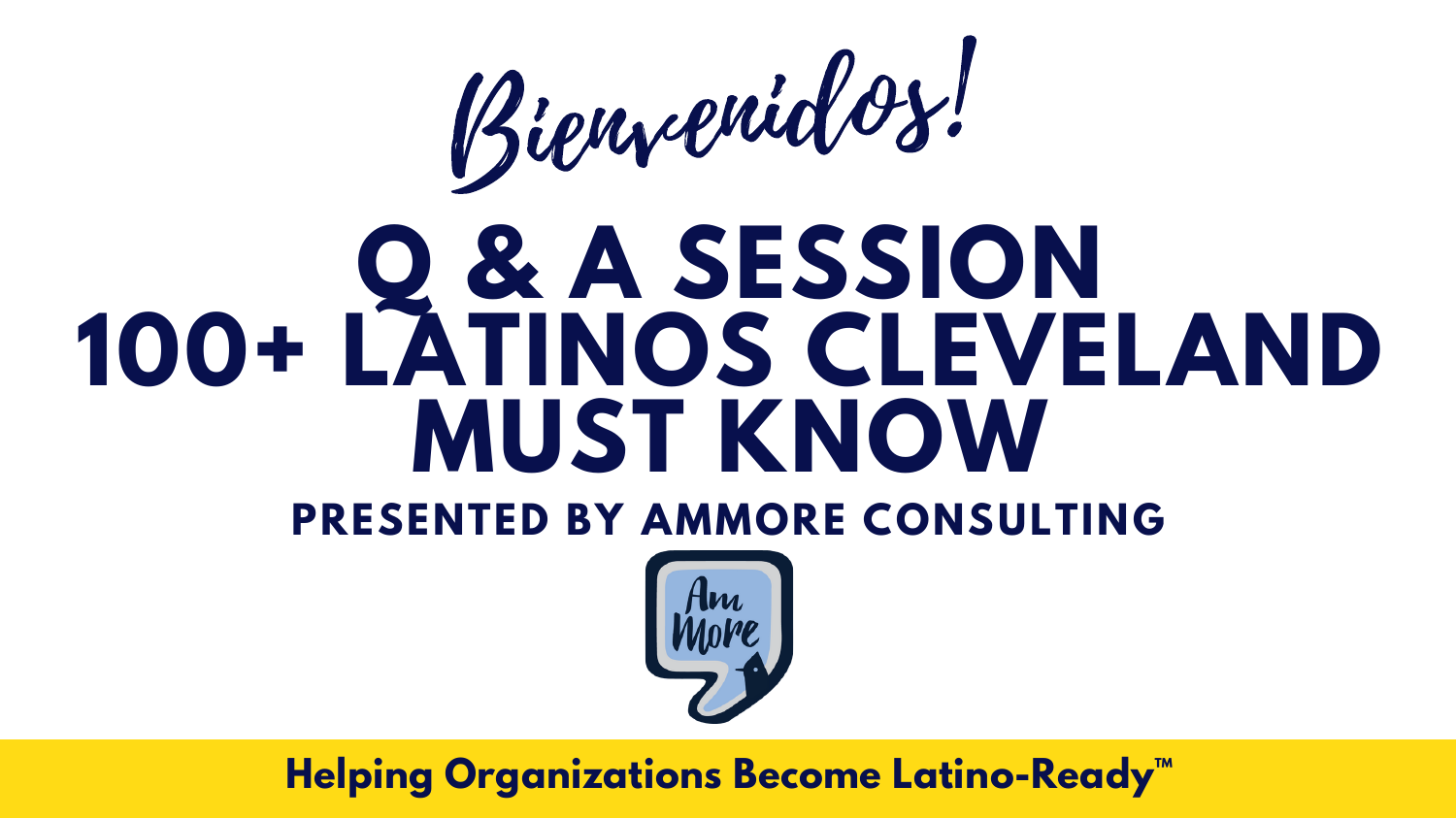*Bienvenidos!*

# Q & A SESSION 100+ LATINOS CLEVELAND MUST KNOW

## PRESENTED BY AMMORE CONSULTING

Am More

**Helping Organizations Become Latino-Ready™**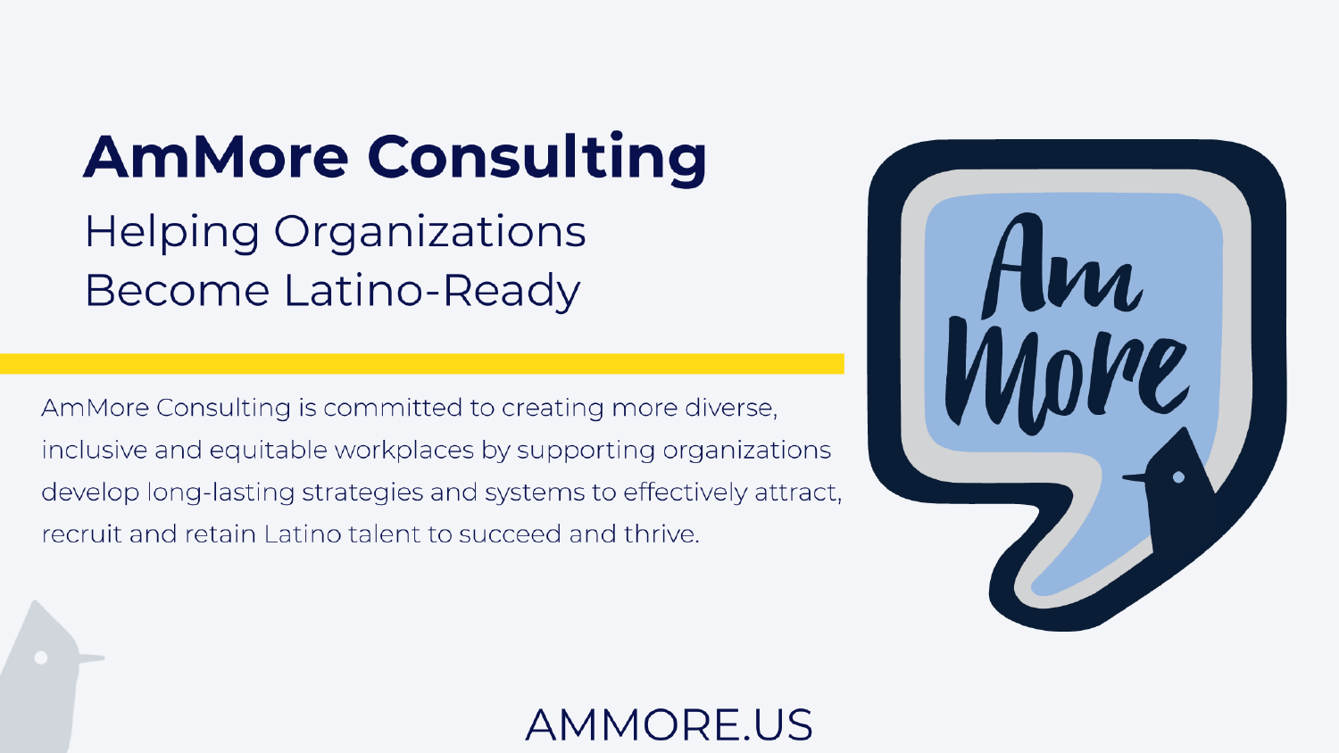# AmMore Consulting

## Helping Organizations Become Latino-Ready

AmMore Consulting is committed to creating more diverse, inclusive and equitable workplaces by supporting organizations develop long-lasting strategies and systems to effectively attract, recruit and retain Latino talent to succeed and thrive.

AMMORE.US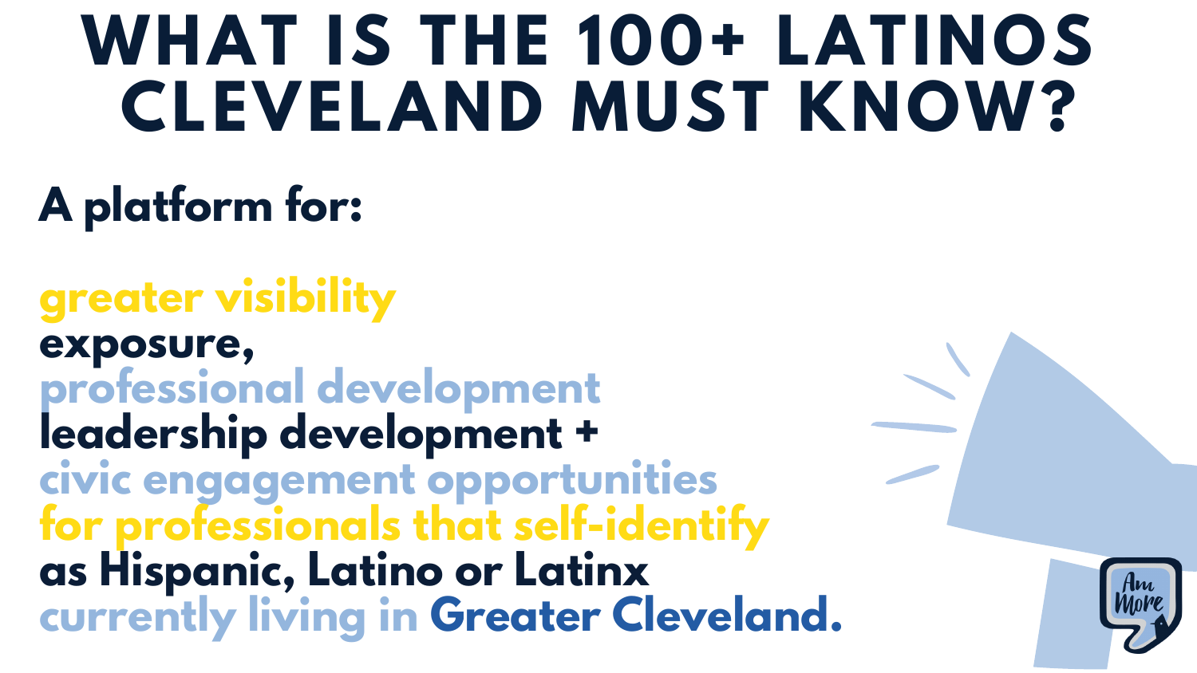# WHAT IS THE 100+ LATINOS CLEVELAND MUST KNOW?

**A platform for:**

**greater visibility**
**exposure,**
**professional development**
**leadership development +**
**civic engagement opportunities**
**for professionals that self-identify**
**as Hispanic, Latino or Latinx**
**currently living in Greater Cleveland.**

Am More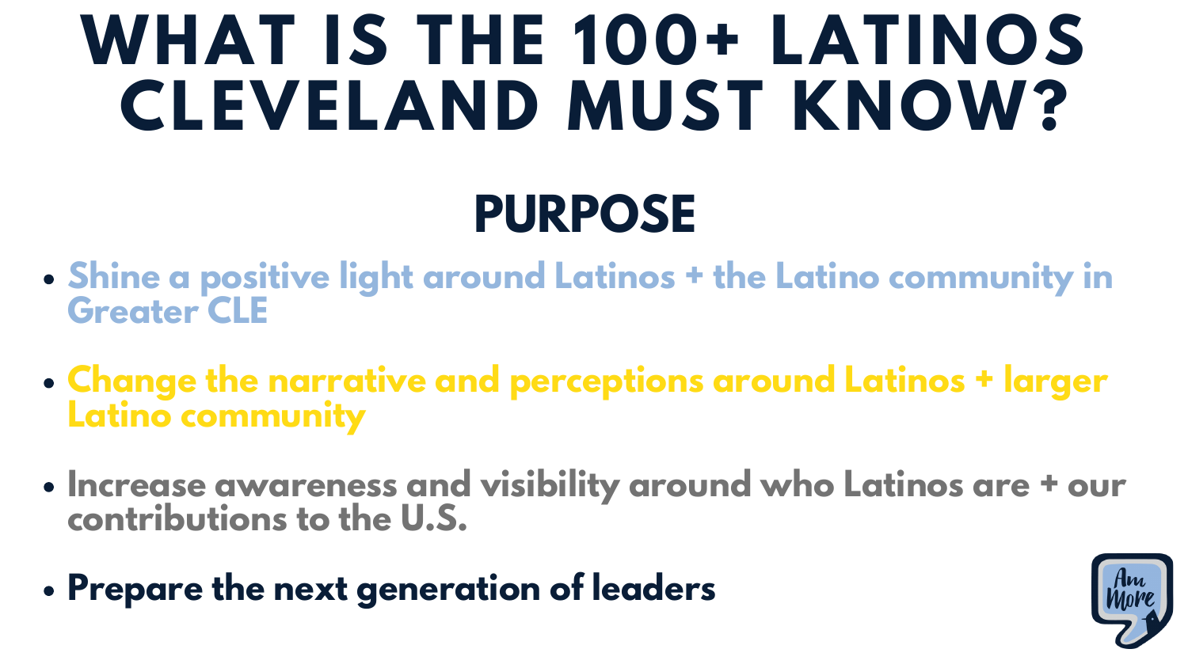# WHAT IS THE 100+ LATINOS CLEVELAND MUST KNOW?

## PURPOSE

- Shine a positive light around Latinos + the Latino community in Greater CLE
- Change the narrative and perceptions around Latinos + larger Latino community
- Increase awareness and visibility around who Latinos are + our contributions to the U.S.
- Prepare the next generation of leaders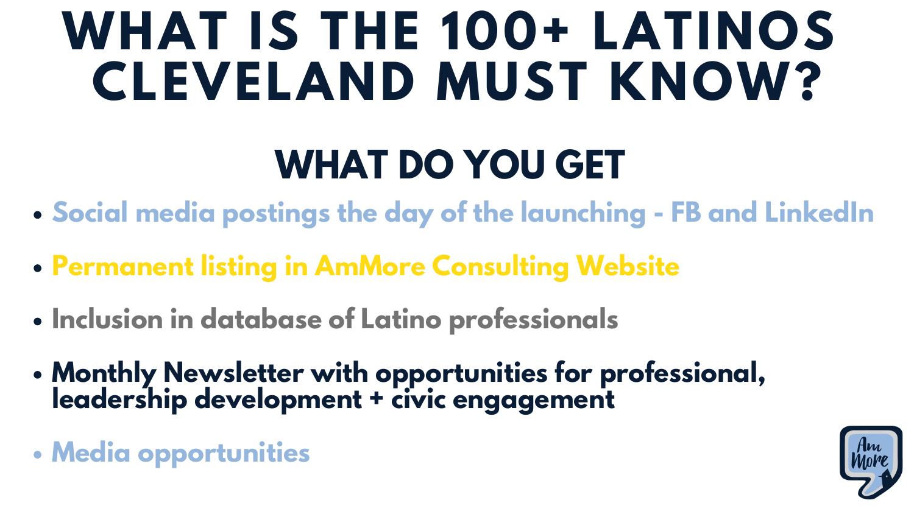# WHAT IS THE 100+ LATINOS CLEVELAND MUST KNOW?

## WHAT DO YOU GET

- Social media postings the day of the launching - FB and LinkedIn
- Permanent listing in AmMore Consulting Website
- Inclusion in database of Latino professionals
- Monthly Newsletter with opportunities for professional, leadership development + civic engagement
- Media opportunities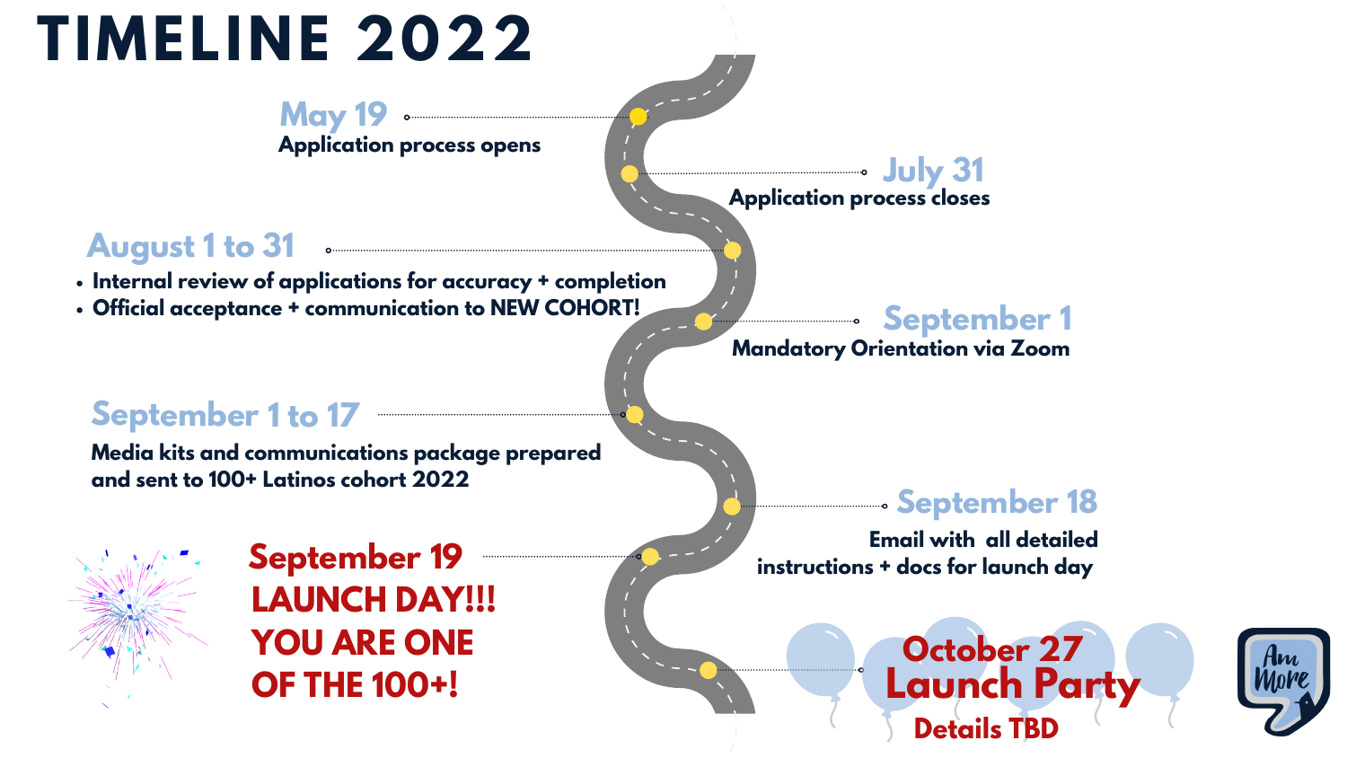# TIMELINE 2022

**May 19**
Application process opens

**July 31**
Application process closes

**August 1 to 31**

- Internal review of applications for accuracy + completion
- Official acceptance + communication to NEW COHORT!

**September 1**
Mandatory Orientation via Zoom

**September 1 to 17**
Media kits and communications package prepared and sent to 100+ Latinos cohort 2022

**September 18**
Email with all detailed instructions + docs for launch day

**September 19**
**LAUNCH DAY!!! YOU ARE ONE OF THE 100+!**

**October 27**
**Launch Party**
Details TBD

Am More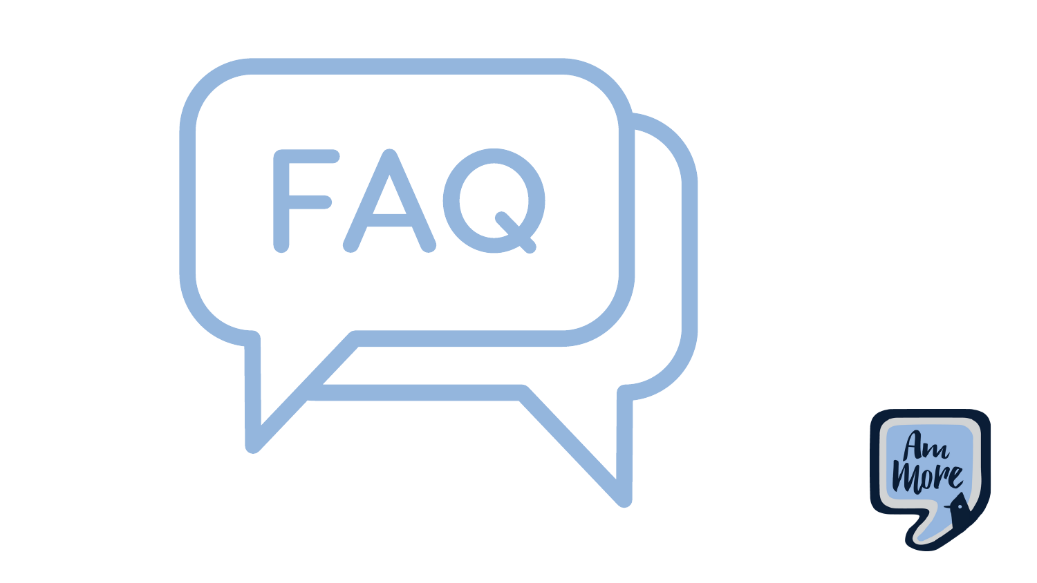# FAQ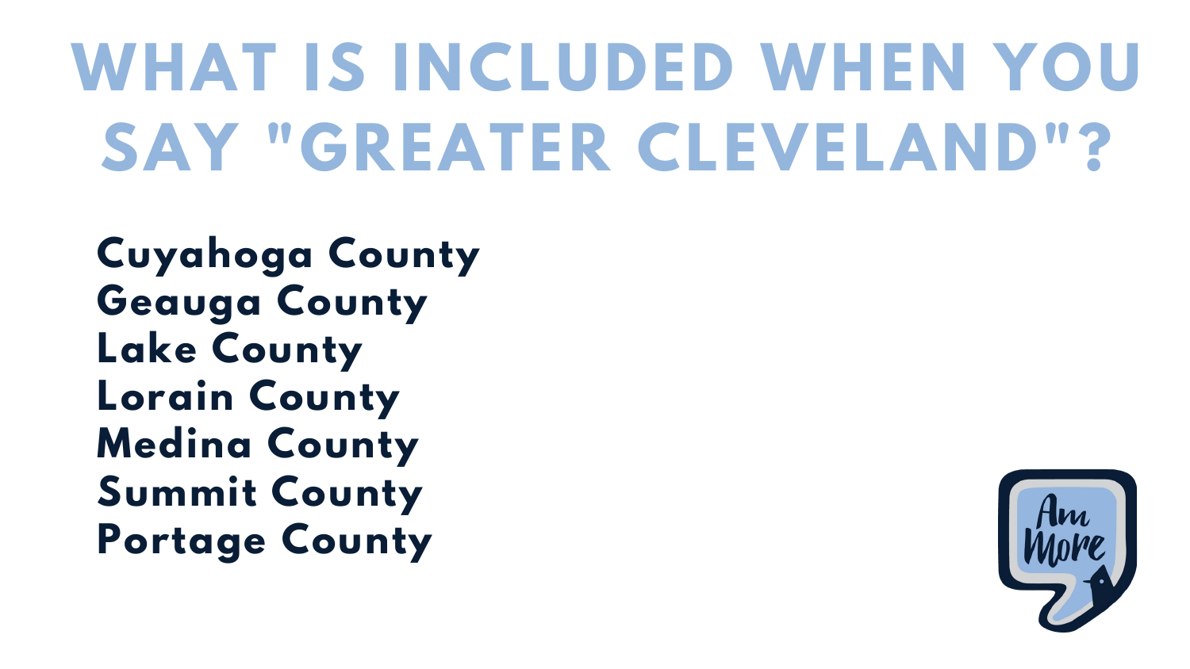# WHAT IS INCLUDED WHEN YOU SAY "GREATER CLEVELAND"?

**Cuyahoga County**
**Geauga County**
**Lake County**
**Lorain County**
**Medina County**
**Summit County**
**Portage County**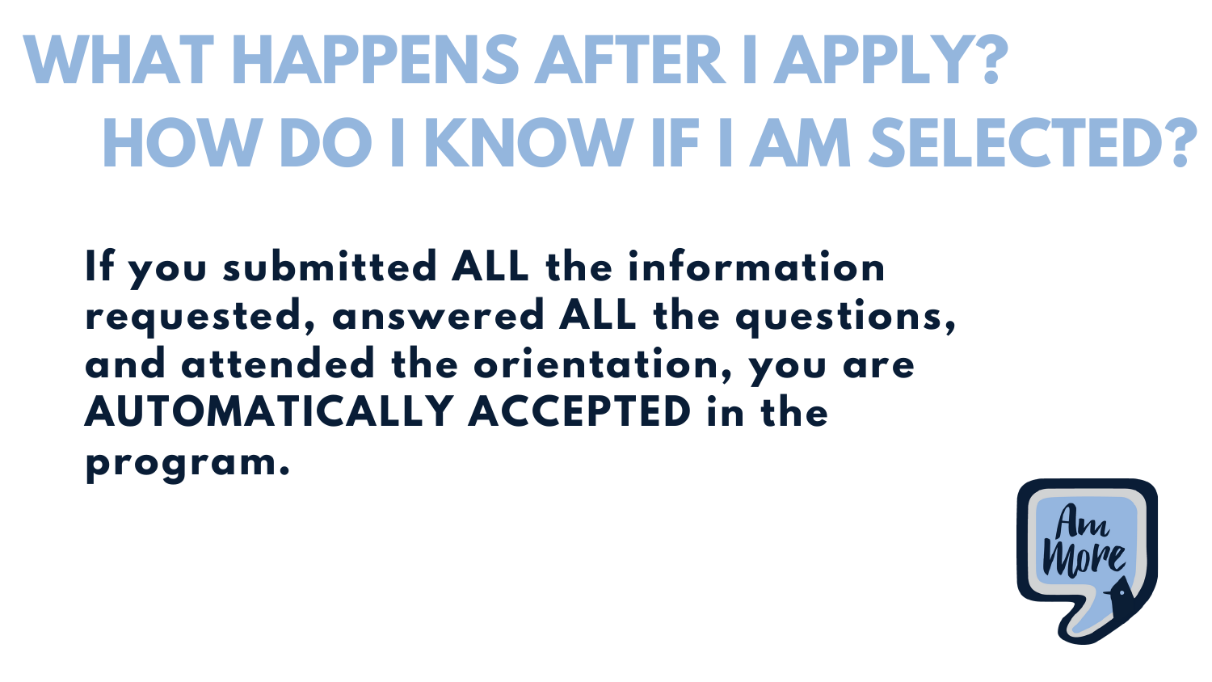# WHAT HAPPENS AFTER I APPLY? HOW DO I KNOW IF I AM SELECTED?

**If you submitted ALL the information requested, answered ALL the questions, and attended the orientation, you are AUTOMATICALLY ACCEPTED in the program.**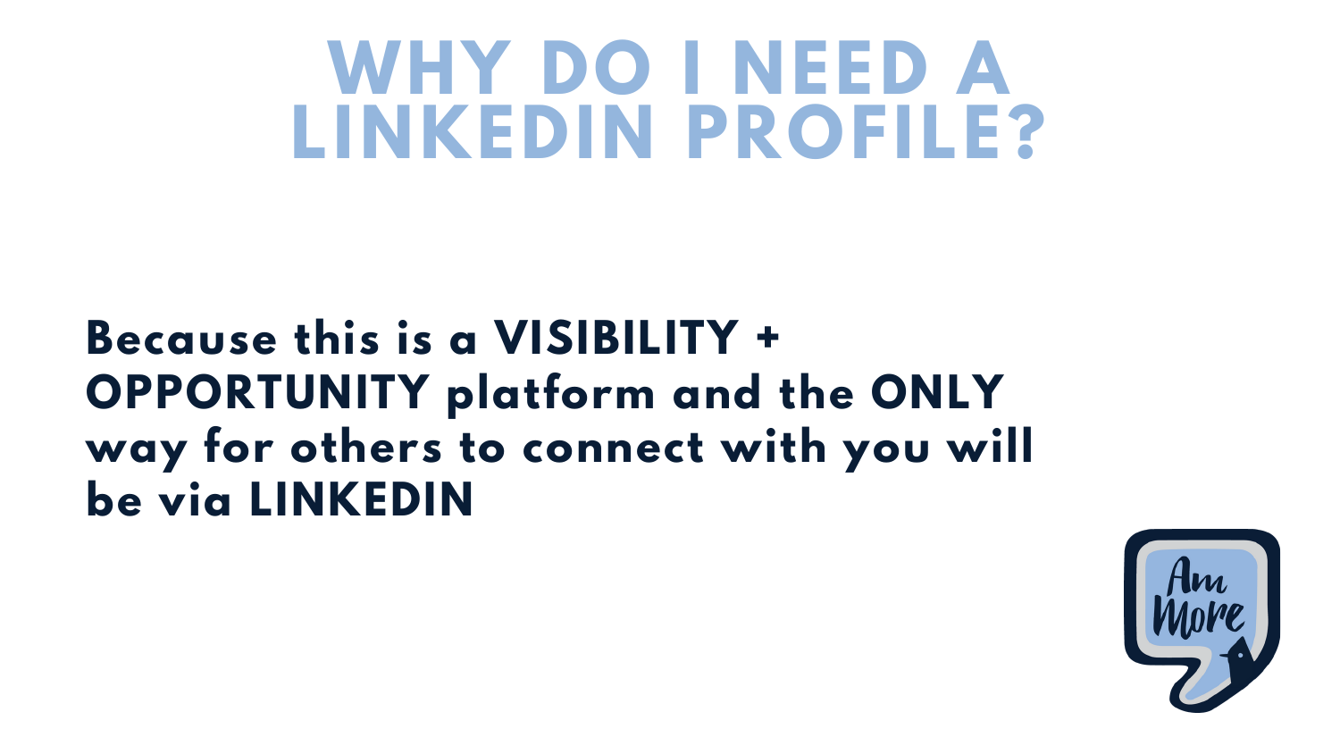# WHY DO I NEED A LINKEDIN PROFILE?

**Because this is a VISIBILITY + OPPORTUNITY platform and the ONLY way for others to connect with you will be via LINKEDIN**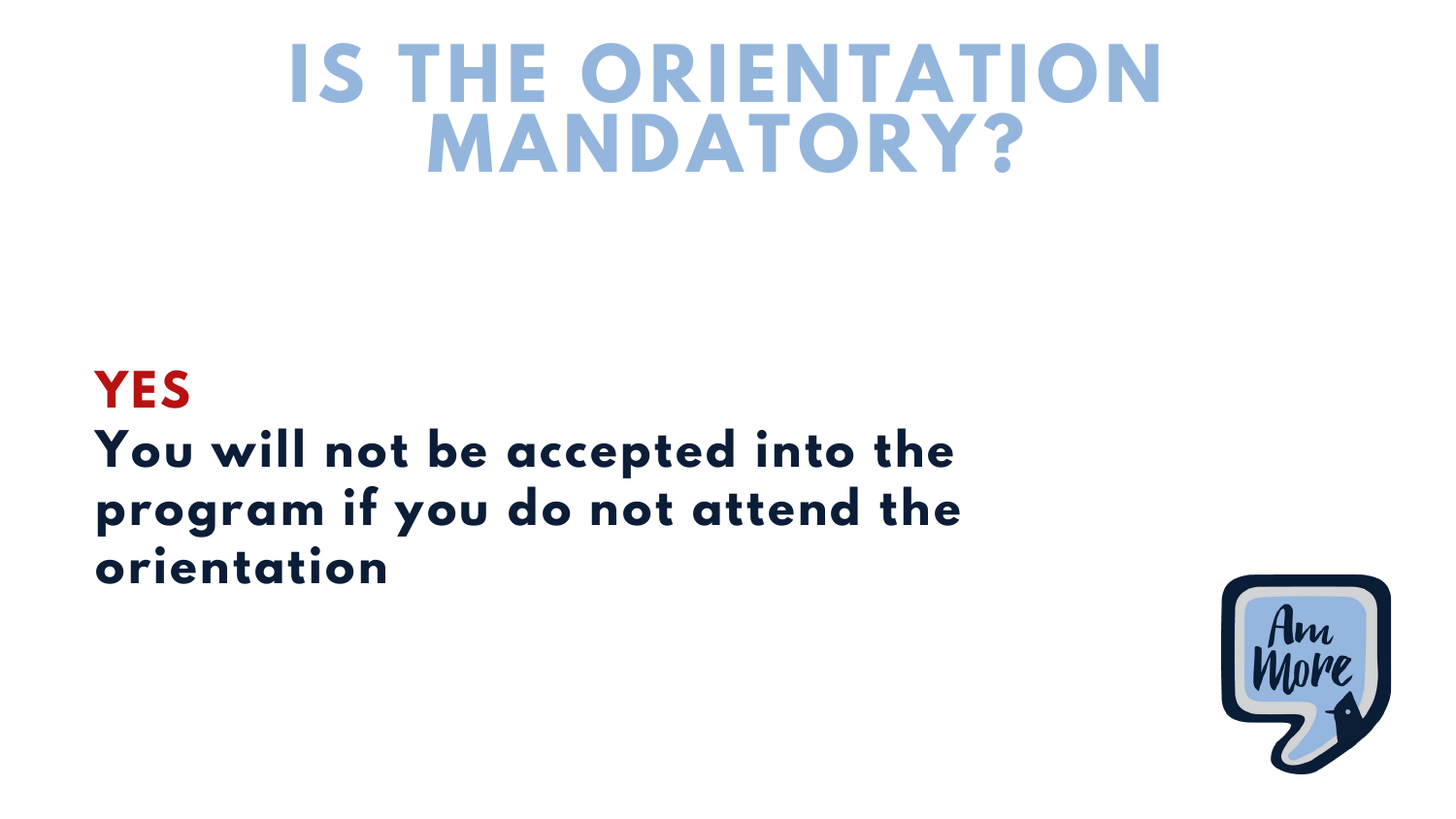# IS THE ORIENTATION MANDATORY?

**YES**

**You will not be accepted into the program if you do not attend the orientation**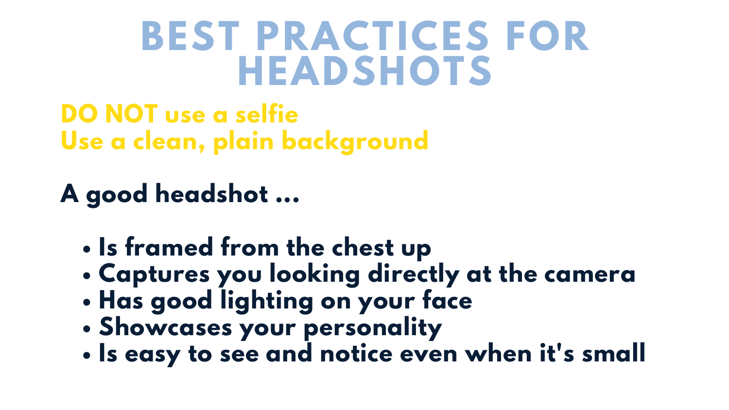# BEST PRACTICES FOR HEADSHOTS

**DO NOT use a selfie**
**Use a clean, plain background**

**A good headshot ...**

- **Is framed from the chest up**
- **Captures you looking directly at the camera**
- **Has good lighting on your face**
- **Showcases your personality**
- **Is easy to see and notice even when it's small**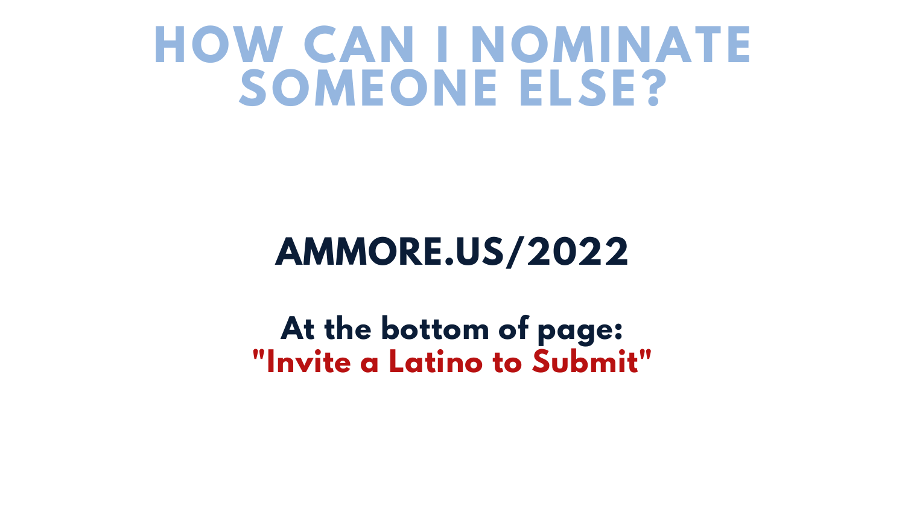# HOW CAN I NOMINATE SOMEONE ELSE?

**AMMORE.US/2022**

**At the bottom of page:**
**"Invite a Latino to Submit"**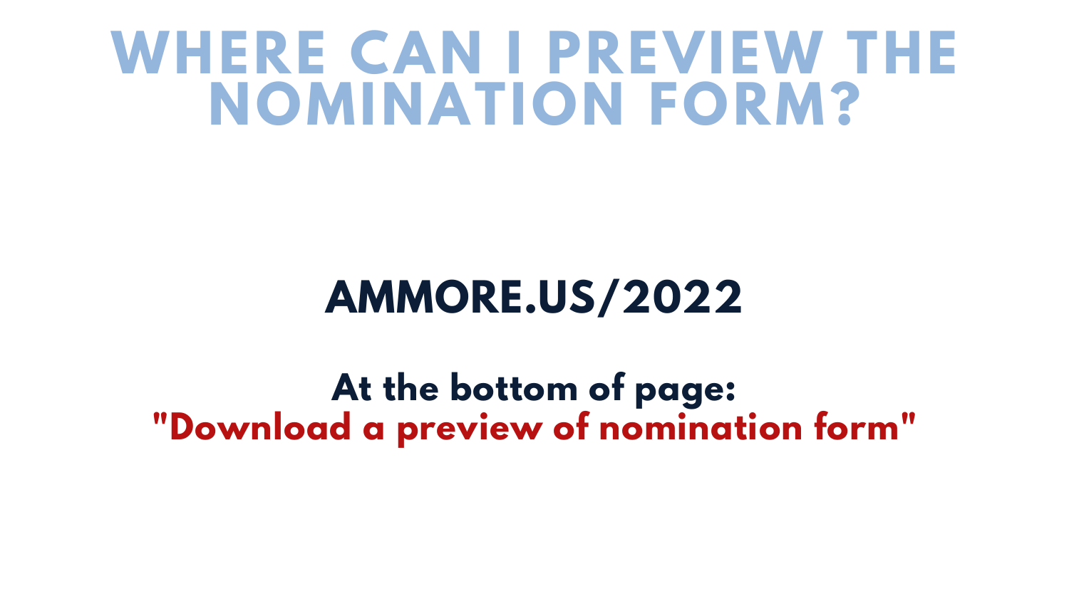# WHERE CAN I PREVIEW THE NOMINATION FORM?

## AMMORE.US/2022

**At the bottom of page:**
**"Download a preview of nomination form"**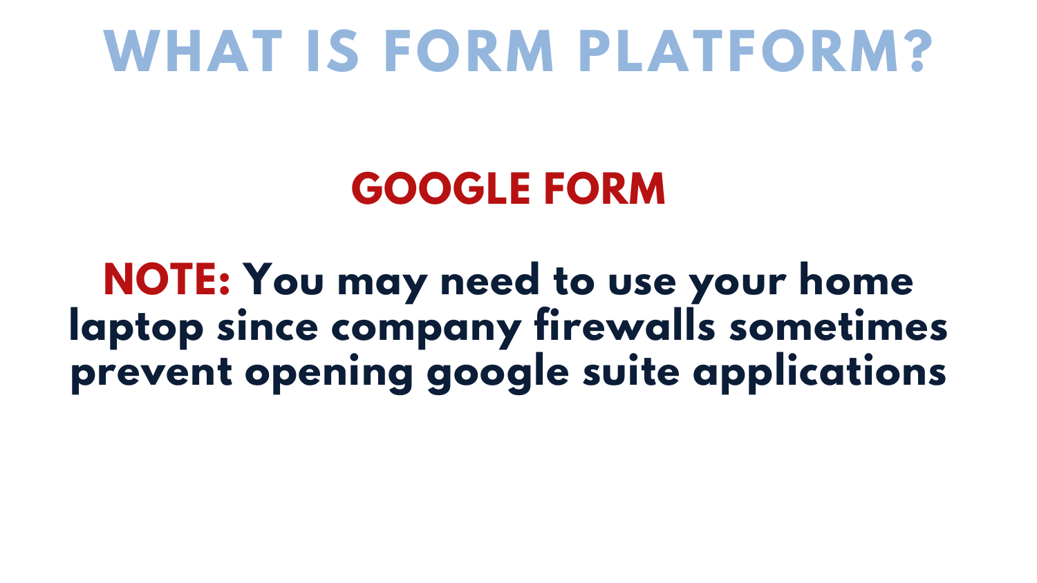# WHAT IS FORM PLATFORM?

## GOOGLE FORM

**NOTE:** You may need to use your home laptop since company firewalls sometimes prevent opening google suite applications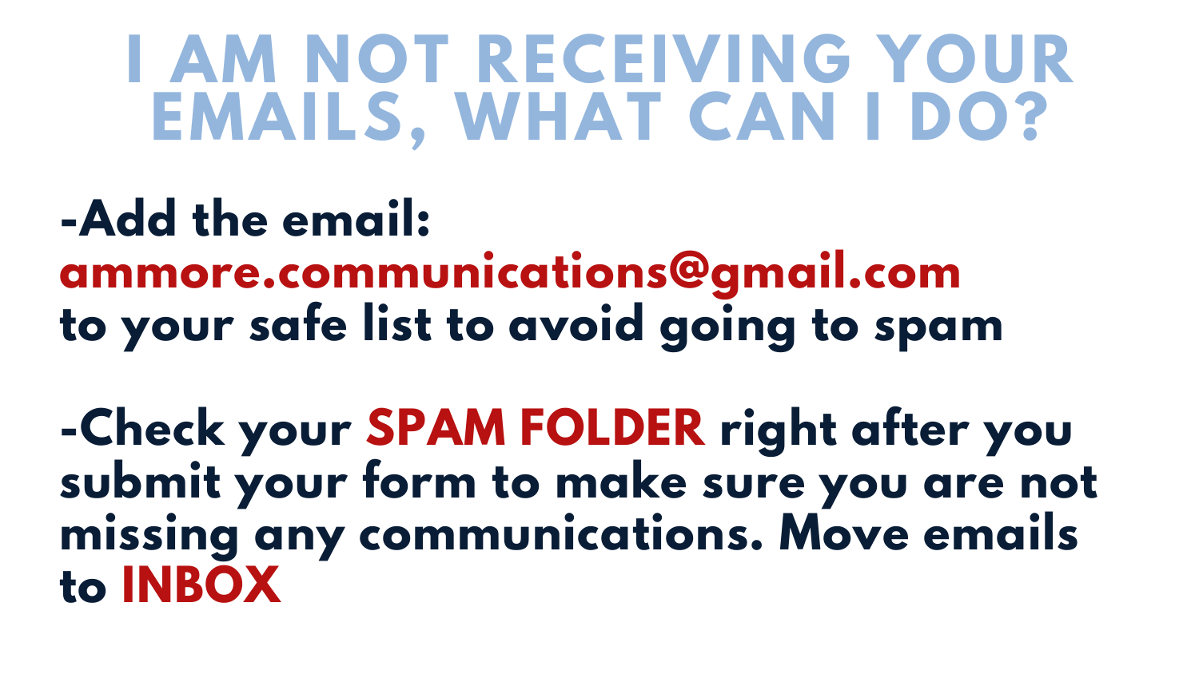# I AM NOT RECEIVING YOUR EMAILS, WHAT CAN I DO?

**-Add the email:**
**ammore.communications@gmail.com**
**to your safe list to avoid going to spam**

**-Check your SPAM FOLDER right after you submit your form to make sure you are not missing any communications. Move emails to INBOX**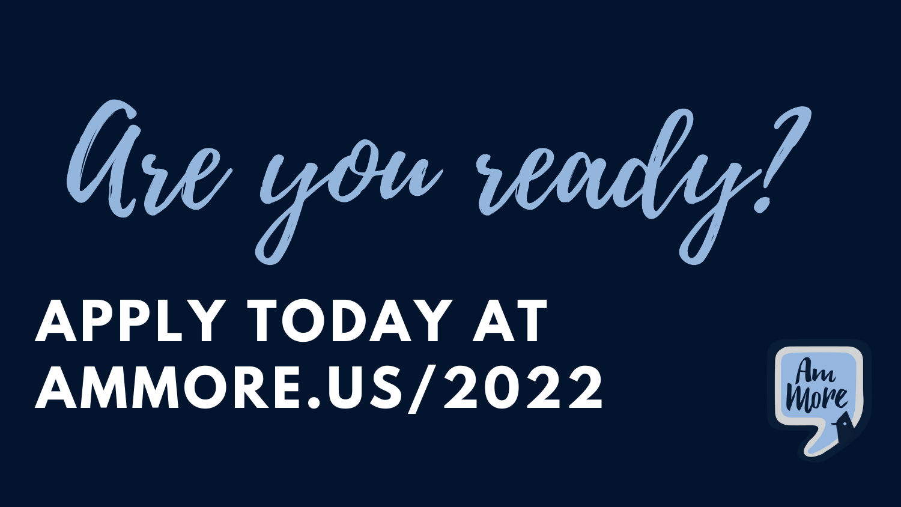# Are you ready?

**APPLY TODAY AT AMMORE.US/2022**

Am More